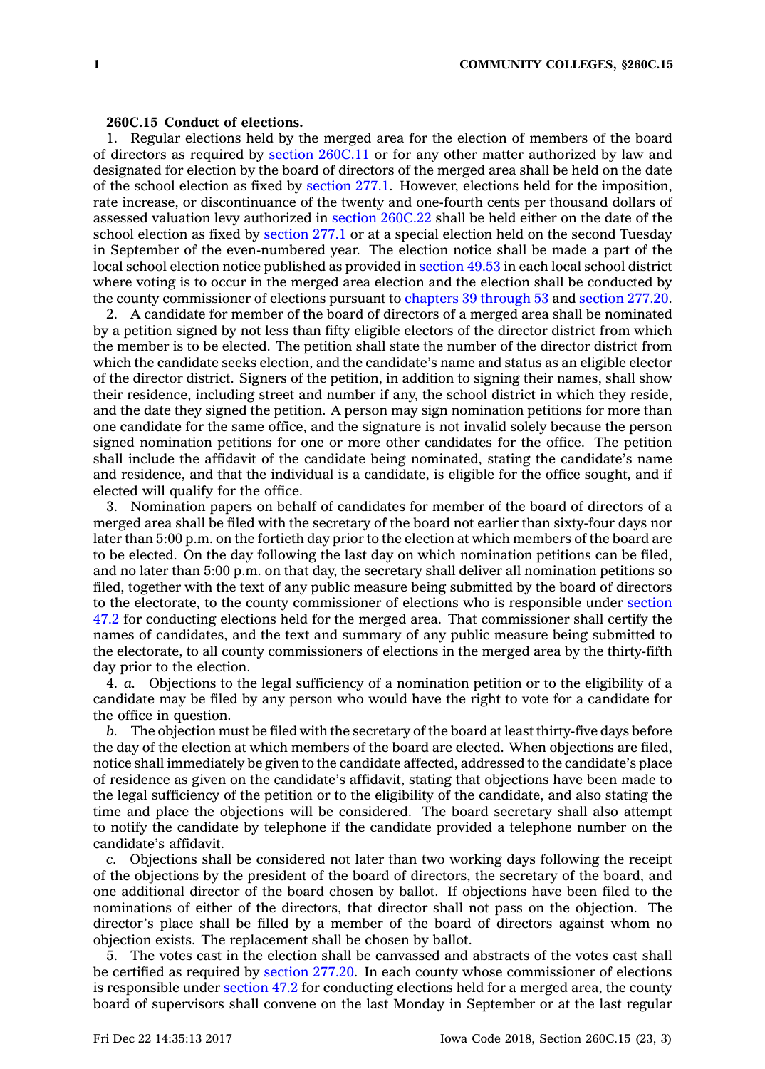**260C.15 Conduct of elections.**

1. Regular elections held by the merged area for the election of members of the board of directors as required by section 260C.11 or for any other matter authorized by law and designated for election by the board of directors of the merged area shall be held on the date of the school election as fixed by section 277.1. However, elections held for the imposition, rate increase, or discontinuance of the twenty and one-fourth cents per thousand dollars of assessed valuation levy authorized in section 260C.22 shall be held either on the date of the school election as fixed by section 277.1 or at a special election held on the second Tuesday in September of the even-numbered year. The election notice shall be made a part of the local school election notice published as provided in section 49.53 in each local school district where voting is to occur in the merged area election and the election shall be conducted by the county commissioner of elections pursuant to chapters 39 through 53 and section 277.20.

2. A candidate for member of the board of directors of a merged area shall be nominated by a petition signed by not less than fifty eligible electors of the director district from which the member is to be elected. The petition shall state the number of the director district from which the candidate seeks election, and the candidate's name and status as an eligible elector of the director district. Signers of the petition, in addition to signing their names, shall show their residence, including street and number if any, the school district in which they reside, and the date they signed the petition. A person may sign nomination petitions for more than one candidate for the same office, and the signature is not invalid solely because the person signed nomination petitions for one or more other candidates for the office. The petition shall include the affidavit of the candidate being nominated, stating the candidate's name and residence, and that the individual is a candidate, is eligible for the office sought, and if elected will qualify for the office.

3. Nomination papers on behalf of candidates for member of the board of directors of a merged area shall be filed with the secretary of the board not earlier than sixty-four days nor later than 5:00 p.m. on the fortieth day prior to the election at which members of the board are to be elected. On the day following the last day on which nomination petitions can be filed, and no later than 5:00 p.m. on that day, the secretary shall deliver all nomination petitions so filed, together with the text of any public measure being submitted by the board of directors to the electorate, to the county commissioner of elections who is responsible under section 47.2 for conducting elections held for the merged area. That commissioner shall certify the names of candidates, and the text and summary of any public measure being submitted to the electorate, to all county commissioners of elections in the merged area by the thirty-fifth day prior to the election.

4. *a.* Objections to the legal sufficiency of a nomination petition or to the eligibility of a candidate may be filed by any person who would have the right to vote for a candidate for the office in question.

*b.* The objection must be filed with the secretary of the board at least thirty-five days before the day of the election at which members of the board are elected. When objections are filed, notice shall immediately be given to the candidate affected, addressed to the candidate's place of residence as given on the candidate's affidavit, stating that objections have been made to the legal sufficiency of the petition or to the eligibility of the candidate, and also stating the time and place the objections will be considered. The board secretary shall also attempt to notify the candidate by telephone if the candidate provided a telephone number on the candidate's affidavit.

*c.* Objections shall be considered not later than two working days following the receipt of the objections by the president of the board of directors, the secretary of the board, and one additional director of the board chosen by ballot. If objections have been filed to the nominations of either of the directors, that director shall not pass on the objection. The director's place shall be filled by a member of the board of directors against whom no objection exists. The replacement shall be chosen by ballot.

5. The votes cast in the election shall be canvassed and abstracts of the votes cast shall be certified as required by section 277.20. In each county whose commissioner of elections is responsible under section 47.2 for conducting elections held for a merged area, the county board of supervisors shall convene on the last Monday in September or at the last regular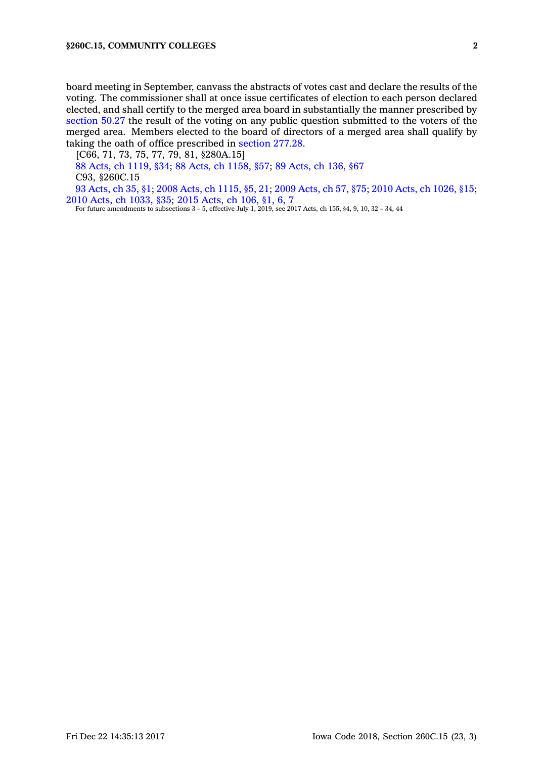board meeting in September, canvass the abstracts of votes cast and declare the results of the voting. The commissioner shall at once issue certificates of election to each person declared elected, and shall certify to the merged area board in substantially the manner prescribed by section 50.27 the result of the voting on any public question submitted to the voters of the merged area. Members elected to the board of directors of a merged area shall qualify by taking the oath of office prescribed in section 277.28.

[C66, 71, 73, 75, 77, 79, 81, §280A.15]

88 Acts, ch 1119, §34; 88 Acts, ch 1158, §57; 89 Acts, ch 136, §67

C93, §260C.15

93 Acts, ch 35, §1; 2008 Acts, ch 1115, §5, 21; 2009 Acts, ch 57, §75; 2010 Acts, ch 1026, §15; 2010 Acts, ch 1033, §35; 2015 Acts, ch 106, §1, 6, 7

For future amendments to subsections 3 – 5, effective July 1, 2019, see 2017 Acts, ch 155, §4, 9, 10, 32 – 34, 44